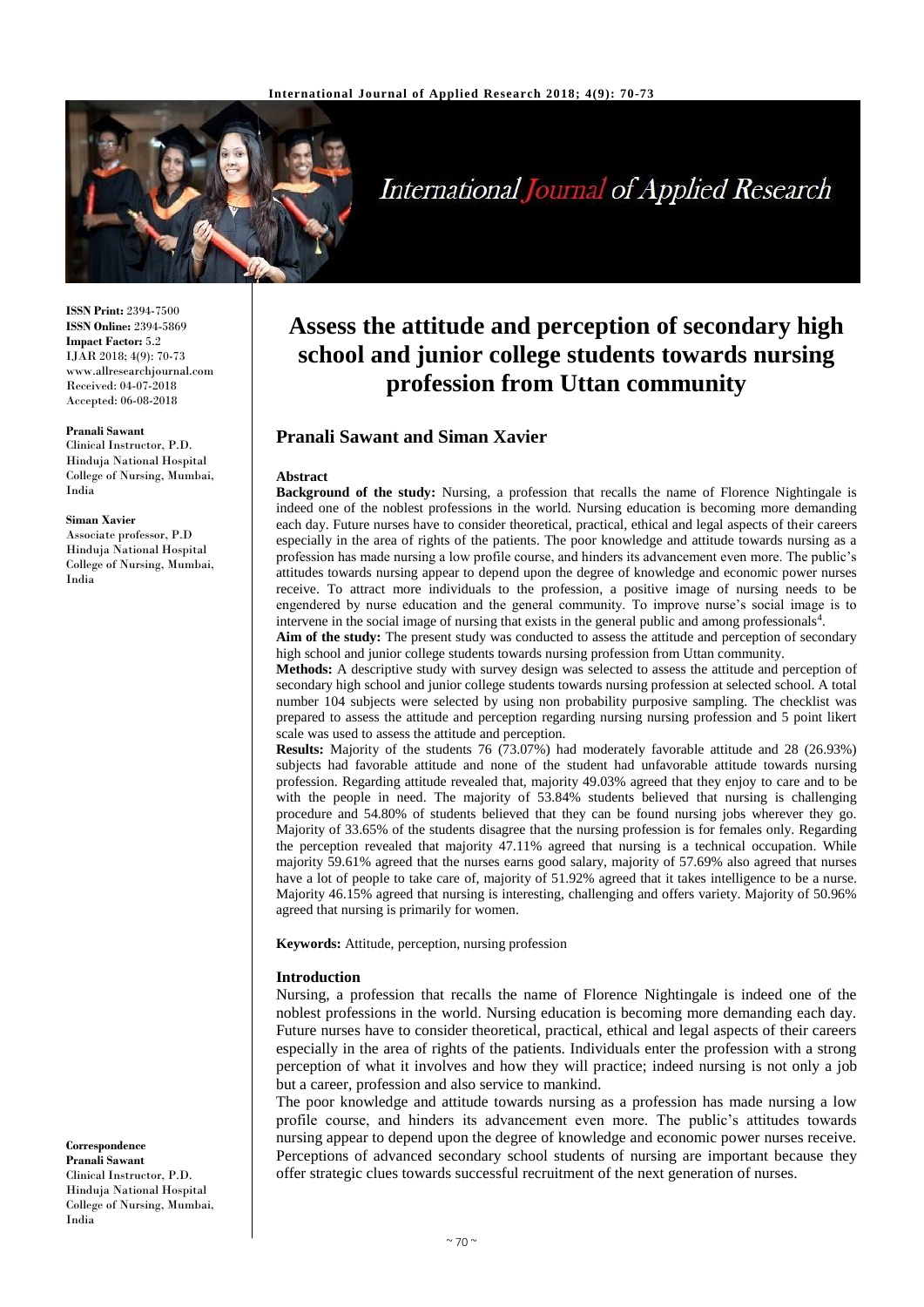# Assess the attitude and perception of secondary high school and junior college students towards nursing profession from Uttan community

## Pranali Sawant and Siman Xavier

**ISSN Print:** 2394-7500
**ISSN Online:** 2394-5869
**Impact Factor:** 5.2
IJAR 2018; 4(9): 70-73
www.allresearchjournal.com
Received: 04-07-2018
Accepted: 06-08-2018

**Pranali Sawant**
Clinical Instructor, P.D. Hinduja National Hospital College of Nursing, Mumbai, India

**Siman Xavier**
Associate professor, P.D Hinduja National Hospital College of Nursing, Mumbai, India

**Correspondence**
**Pranali Sawant**
Clinical Instructor, P.D. Hinduja National Hospital College of Nursing, Mumbai, India

### Abstract

**Background of the study:** Nursing, a profession that recalls the name of Florence Nightingale is indeed one of the noblest professions in the world. Nursing education is becoming more demanding each day. Future nurses have to consider theoretical, practical, ethical and legal aspects of their careers especially in the area of rights of the patients. The poor knowledge and attitude towards nursing as a profession has made nursing a low profile course, and hinders its advancement even more. The public's attitudes towards nursing appear to depend upon the degree of knowledge and economic power nurses receive. To attract more individuals to the profession, a positive image of nursing needs to be engendered by nurse education and the general community. To improve nurse's social image is to intervene in the social image of nursing that exists in the general public and among professionals[4].

**Aim of the study:** The present study was conducted to assess the attitude and perception of secondary high school and junior college students towards nursing profession from Uttan community.

**Methods:** A descriptive study with survey design was selected to assess the attitude and perception of secondary high school and junior college students towards nursing profession at selected school. A total number 104 subjects were selected by using non probability purposive sampling. The checklist was prepared to assess the attitude and perception regarding nursing nursing profession and 5 point likert scale was used to assess the attitude and perception.

**Results:** Majority of the students 76 (73.07%) had moderately favorable attitude and 28 (26.93%) subjects had favorable attitude and none of the student had unfavorable attitude towards nursing profession. Regarding attitude revealed that, majority 49.03% agreed that they enjoy to care and to be with the people in need. The majority of 53.84% students believed that nursing is challenging procedure and 54.80% of students believed that they can be found nursing jobs wherever they go. Majority of 33.65% of the students disagree that the nursing profession is for females only. Regarding the perception revealed that majority 47.11% agreed that nursing is a technical occupation. While majority 59.61% agreed that the nurses earns good salary, majority of 57.69% also agreed that nurses have a lot of people to take care of, majority of 51.92% agreed that it takes intelligence to be a nurse. Majority 46.15% agreed that nursing is interesting, challenging and offers variety. Majority of 50.96% agreed that nursing is primarily for women.

**Keywords:** Attitude, perception, nursing profession

### Introduction

Nursing, a profession that recalls the name of Florence Nightingale is indeed one of the noblest professions in the world. Nursing education is becoming more demanding each day. Future nurses have to consider theoretical, practical, ethical and legal aspects of their careers especially in the area of rights of the patients. Individuals enter the profession with a strong perception of what it involves and how they will practice; indeed nursing is not only a job but a career, profession and also service to mankind.

The poor knowledge and attitude towards nursing as a profession has made nursing a low profile course, and hinders its advancement even more. The public's attitudes towards nursing appear to depend upon the degree of knowledge and economic power nurses receive. Perceptions of advanced secondary school students of nursing are important because they offer strategic clues towards successful recruitment of the next generation of nurses.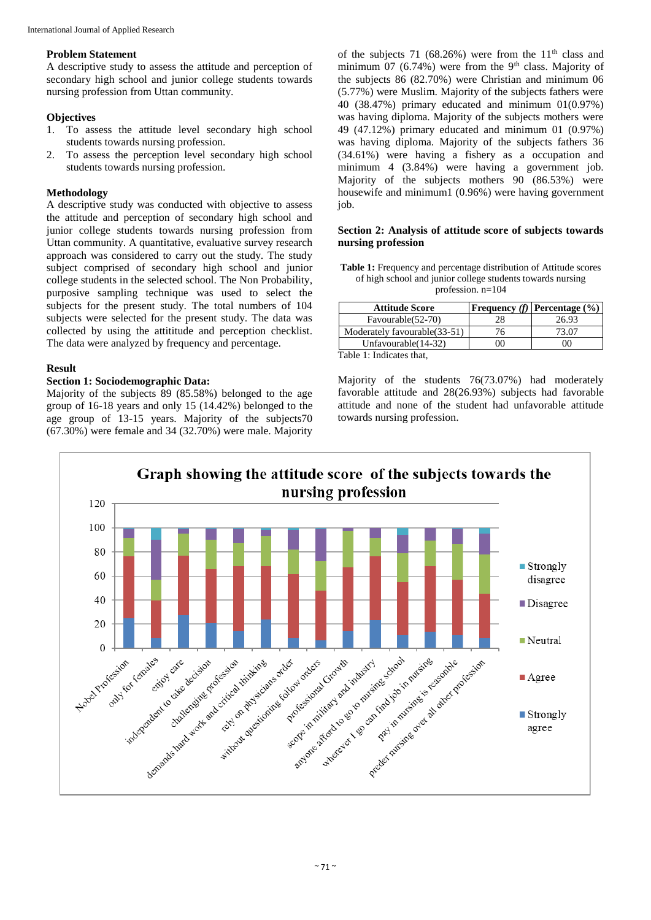**Problem Statement**

A descriptive study to assess the attitude and perception of secondary high school and junior college students towards nursing profession from Uttan community.

**Objectives**

1. To assess the attitude level secondary high school students towards nursing profession.
2. To assess the perception level secondary high school students towards nursing profession.

**Methodology**

A descriptive study was conducted with objective to assess the attitude and perception of secondary high school and junior college students towards nursing profession from Uttan community. A quantitative, evaluative survey research approach was considered to carry out the study. The study subject comprised of secondary high school and junior college students in the selected school. The Non Probability, purposive sampling technique was used to select the subjects for the present study. The total numbers of 104 subjects were selected for the present study. The data was collected by using the attititude and perception checklist. The data were analyzed by frequency and percentage.

**Result**

**Section 1: Sociodemographic Data:**

Majority of the subjects 89 (85.58%) belonged to the age group of 16-18 years and only 15 (14.42%) belonged to the age group of 13-15 years. Majority of the subjects70 (67.30%) were female and 34 (32.70%) were male. Majority of the subjects 71 (68.26%) were from the 11th class and minimum 07 (6.74%) were from the 9th class. Majority of the subjects 86 (82.70%) were Christian and minimum 06 (5.77%) were Muslim. Majority of the subjects fathers were 40 (38.47%) primary educated and minimum 01(0.97%) was having diploma. Majority of the subjects mothers were 49 (47.12%) primary educated and minimum 01 (0.97%) was having diploma. Majority of the subjects fathers 36 (34.61%) were having a fishery as a occupation and minimum 4 (3.84%) were having a government job. Majority of the subjects mothers 90 (86.53%) were housewife and minimum1 (0.96%) were having government job.

**Section 2: Analysis of attitude score of subjects towards nursing profession**

**Table 1:** Frequency and percentage distribution of Attitude scores of high school and junior college students towards nursing profession. n=104

| Attitude Score | Frequency (*f*) | Percentage (%) |
|---|---|---|
| Favourable(52-70) | 28 | 26.93 |
| Moderately favourable(33-51) | 76 | 73.07 |
| Unfavourable(14-32) | 00 | 00 |

Table 1: Indicates that,

Majority of the students 76(73.07%) had moderately favorable attitude and 28(26.93%) subjects had favorable attitude and none of the student had unfavorable attitude towards nursing profession.

Graph showing the attitude score of the subjects towards the nursing profession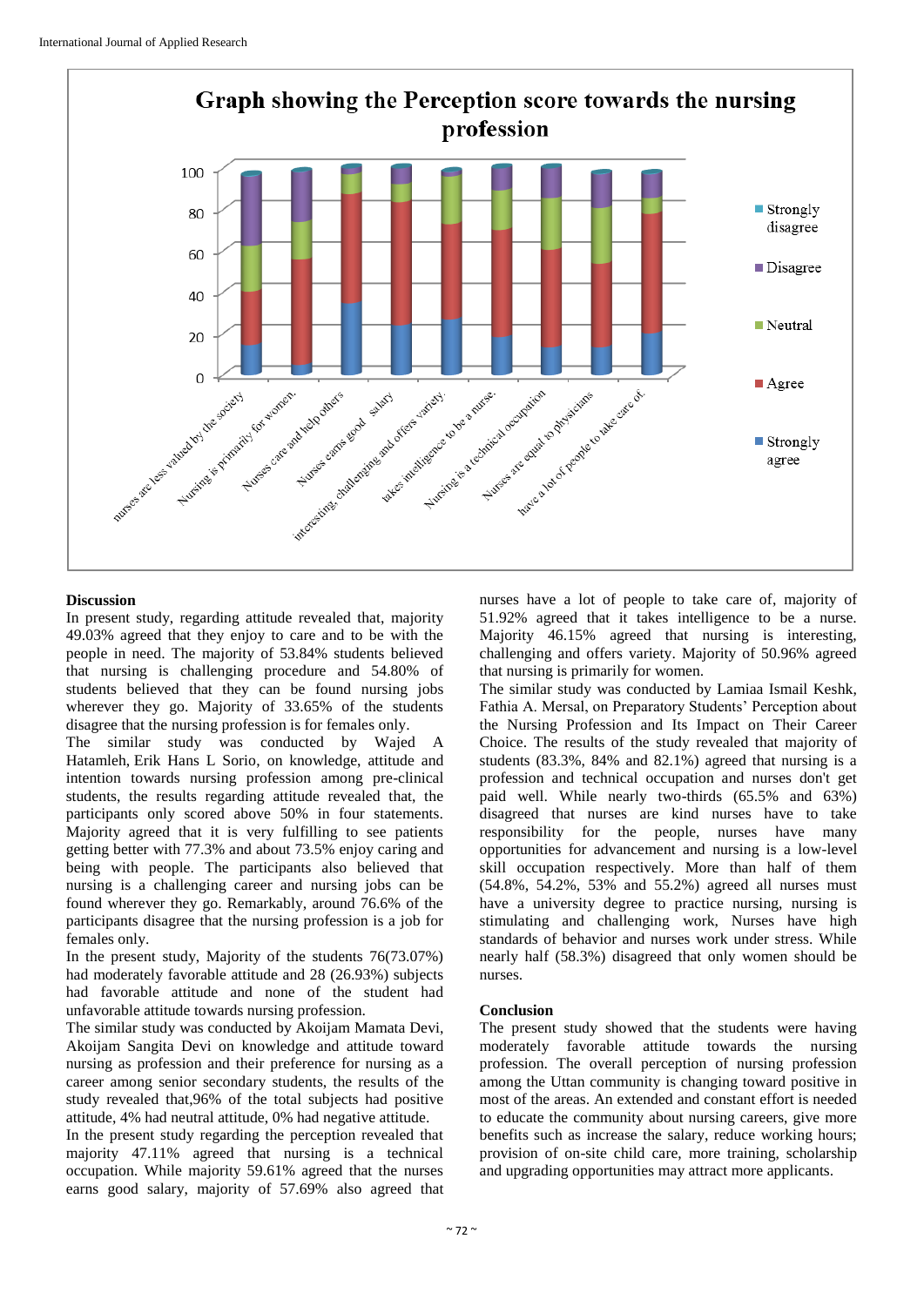Graph showing the Perception score towards the nursing profession

## Discussion

In present study, regarding attitude revealed that, majority 49.03% agreed that they enjoy to care and to be with the people in need. The majority of 53.84% students believed that nursing is challenging procedure and 54.80% of students believed that they can be found nursing jobs wherever they go. Majority of 33.65% of the students disagree that the nursing profession is for females only.

The similar study was conducted by Wajed A Hatamleh, Erik Hans L Sorio, on knowledge, attitude and intention towards nursing profession among pre-clinical students, the results regarding attitude revealed that, the participants only scored above 50% in four statements. Majority agreed that it is very fulfilling to see patients getting better with 77.3% and about 73.5% enjoy caring and being with people. The participants also believed that nursing is a challenging career and nursing jobs can be found wherever they go. Remarkably, around 76.6% of the participants disagree that the nursing profession is a job for females only.

In the present study, Majority of the students 76(73.07%) had moderately favorable attitude and 28 (26.93%) subjects had favorable attitude and none of the student had unfavorable attitude towards nursing profession.

The similar study was conducted by Akoijam Mamata Devi, Akoijam Sangita Devi on knowledge and attitude toward nursing as profession and their preference for nursing as a career among senior secondary students, the results of the study revealed that,96% of the total subjects had positive attitude, 4% had neutral attitude, 0% had negative attitude.

In the present study regarding the perception revealed that majority 47.11% agreed that nursing is a technical occupation. While majority 59.61% agreed that the nurses earns good salary, majority of 57.69% also agreed that nurses have a lot of people to take care of, majority of 51.92% agreed that it takes intelligence to be a nurse. Majority 46.15% agreed that nursing is interesting, challenging and offers variety. Majority of 50.96% agreed that nursing is primarily for women.

The similar study was conducted by Lamiaa Ismail Keshk, Fathia A. Mersal, on Preparatory Students' Perception about the Nursing Profession and Its Impact on Their Career Choice. The results of the study revealed that majority of students (83.3%, 84% and 82.1%) agreed that nursing is a profession and technical occupation and nurses don't get paid well. While nearly two-thirds (65.5% and 63%) disagreed that nurses are kind nurses have to take responsibility for the people, nurses have many opportunities for advancement and nursing is a low-level skill occupation respectively. More than half of them (54.8%, 54.2%, 53% and 55.2%) agreed all nurses must have a university degree to practice nursing, nursing is stimulating and challenging work, Nurses have high standards of behavior and nurses work under stress. While nearly half (58.3%) disagreed that only women should be nurses.

## Conclusion

The present study showed that the students were having moderately favorable attitude towards the nursing profession. The overall perception of nursing profession among the Uttan community is changing toward positive in most of the areas. An extended and constant effort is needed to educate the community about nursing careers, give more benefits such as increase the salary, reduce working hours; provision of on-site child care, more training, scholarship and upgrading opportunities may attract more applicants.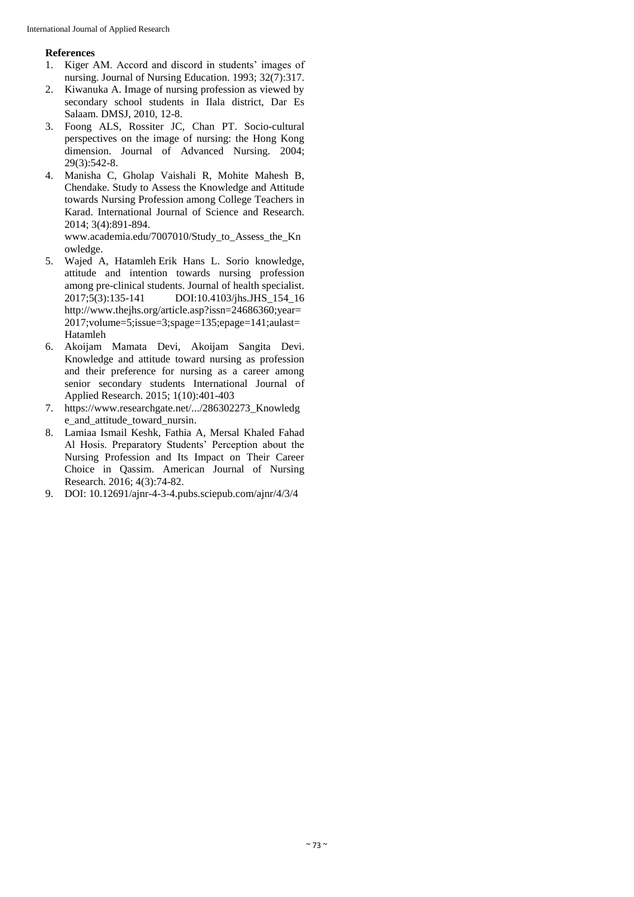**References**

1. Kiger AM. Accord and discord in students' images of nursing. Journal of Nursing Education. 1993; 32(7):317.
2. Kiwanuka A. Image of nursing profession as viewed by secondary school students in Ilala district, Dar Es Salaam. DMSJ, 2010, 12-8.
3. Foong ALS, Rossiter JC, Chan PT. Socio-cultural perspectives on the image of nursing: the Hong Kong dimension. Journal of Advanced Nursing. 2004; 29(3):542-8.
4. Manisha C, Gholap Vaishali R, Mohite Mahesh B, Chendake. Study to Assess the Knowledge and Attitude towards Nursing Profession among College Teachers in Karad. International Journal of Science and Research. 2014; 3(4):891-894. www.academia.edu/7007010/Study_to_Assess_the_Knowledge.
5. Wajed A, Hatamleh Erik Hans L. Sorio knowledge, attitude and intention towards nursing profession among pre-clinical students. Journal of health specialist. 2017;5(3):135-141 DOI:10.4103/jhs.JHS_154_16 http://www.thejhs.org/article.asp?issn=24686360;year=2017;volume=5;issue=3;spage=135;epage=141;aulast=Hatamleh
6. Akoijam Mamata Devi, Akoijam Sangita Devi. Knowledge and attitude toward nursing as profession and their preference for nursing as a career among senior secondary students International Journal of Applied Research. 2015; 1(10):401-403
7. https://www.researchgate.net/.../286302273_Knowledge_and_attitude_toward_nursin.
8. Lamiaa Ismail Keshk, Fathia A, Mersal Khaled Fahad Al Hosis. Preparatory Students' Perception about the Nursing Profession and Its Impact on Their Career Choice in Qassim. American Journal of Nursing Research. 2016; 4(3):74-82.
9. DOI: 10.12691/ajnr-4-3-4.pubs.sciepub.com/ajnr/4/3/4